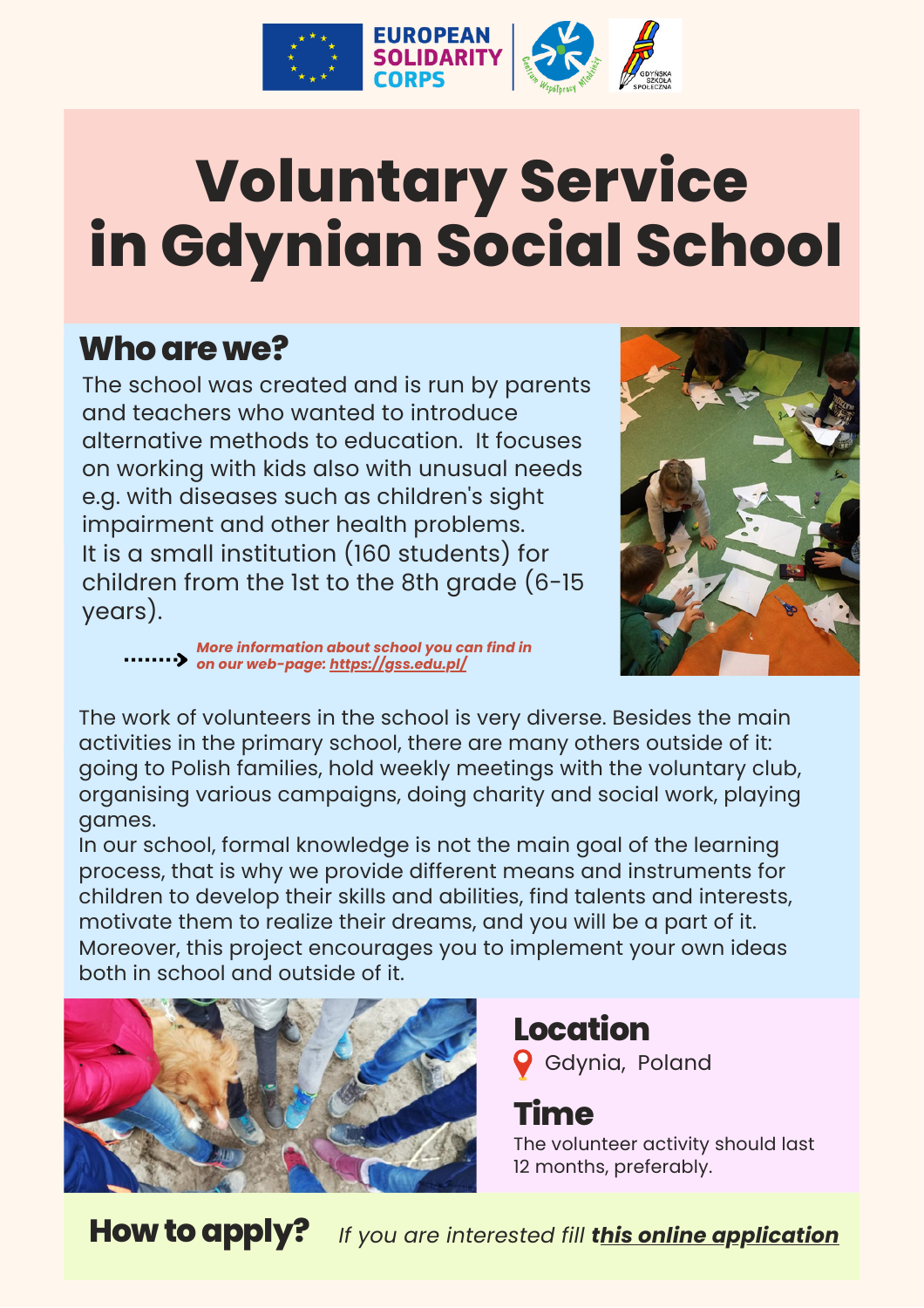EUROPEAN SOLIDARITY CORPS

# Voluntary Service in Gdynian Social School

## Who are we?

The school was created and is run by parents and teachers who wanted to introduce alternative methods to education. It focuses on working with kids also with unusual needs e.g. with diseases such as children's sight impairment and other health problems.
It is a small institution (160 students) for children from the 1st to the 8th grade (6-15 years).

*More information about school you can find in on our web-page: https://gss.edu.pl/*

The work of volunteers in the school is very diverse. Besides the main activities in the primary school, there are many others outside of it: going to Polish families, hold weekly meetings with the voluntary club, organising various campaigns, doing charity and social work, playing games.
In our school, formal knowledge is not the main goal of the learning process, that is why we provide different means and instruments for children to develop their skills and abilities, find talents and interests, motivate them to realize their dreams, and you will be a part of it.
Moreover, this project encourages you to implement your own ideas both in school and outside of it.

## Location

Gdynia, Poland

## Time

The volunteer activity should last 12 months, preferably.

## How to apply?

*If you are interested fill **this online application***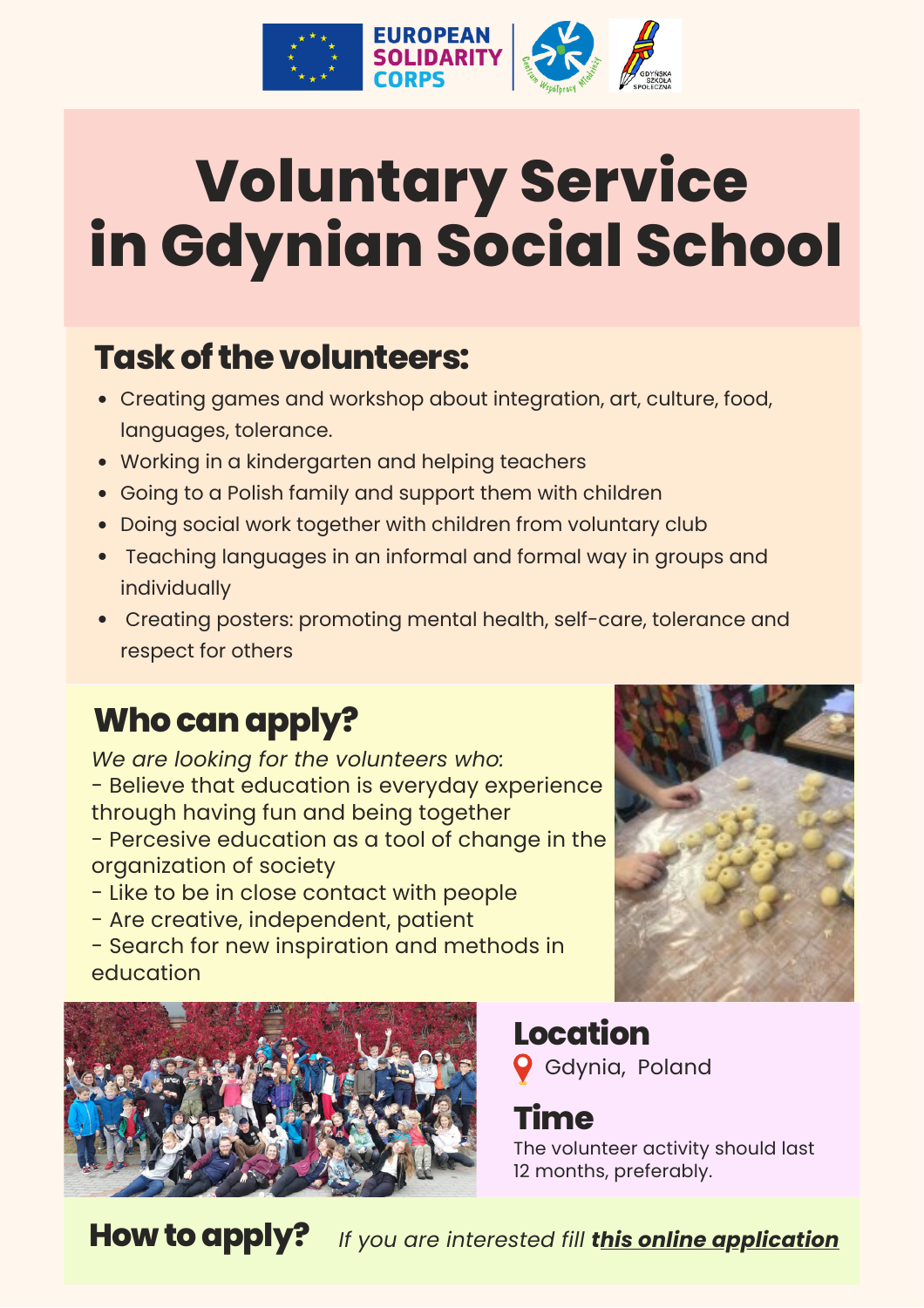# Voluntary Service in Gdynian Social School

## Task of the volunteers:

- Creating games and workshop about integration, art, culture, food, languages, tolerance.
- Working in a kindergarten and helping teachers
- Going to a Polish family and support them with children
- Doing social work together with children from voluntary club
- Teaching languages in an informal and formal way in groups and individually
- Creating posters: promoting mental health, self-care, tolerance and respect for others

## Who can apply?

*We are looking for the volunteers who:*

- Believe that education is everyday experience through having fun and being together
- Percesive education as a tool of change in the organization of society
- Like to be in close contact with people
- Are creative, independent, patient
- Search for new inspiration and methods in education

## Location

Gdynia, Poland

## Time

The volunteer activity should last 12 months, preferably.

## How to apply?

*If you are interested fill **this online application***